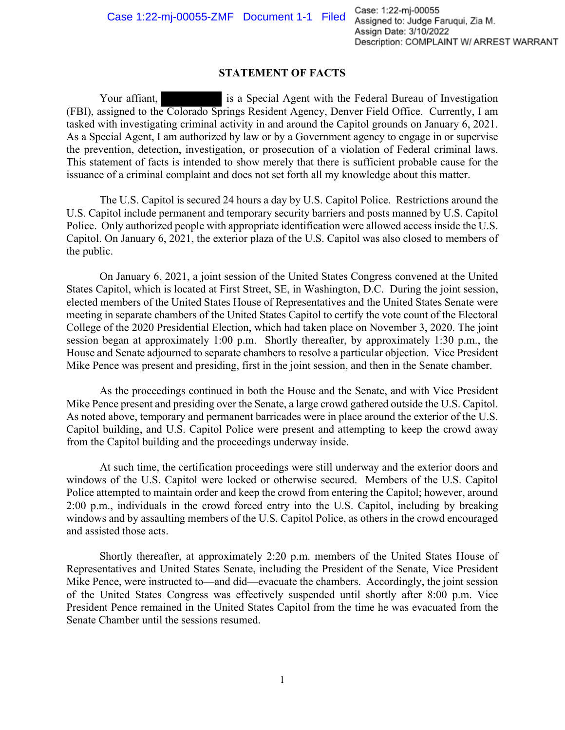## STATEMENT OF FACTS

Your affiant, [REDACTED] is a Special Agent with the Federal Bureau of Investigation (FBI), assigned to the Colorado Springs Resident Agency, Denver Field Office. Currently, I am tasked with investigating criminal activity in and around the Capitol grounds on January 6, 2021. As a Special Agent, I am authorized by law or by a Government agency to engage in or supervise the prevention, detection, investigation, or prosecution of a violation of Federal criminal laws. This statement of facts is intended to show merely that there is sufficient probable cause for the issuance of a criminal complaint and does not set forth all my knowledge about this matter.

The U.S. Capitol is secured 24 hours a day by U.S. Capitol Police. Restrictions around the U.S. Capitol include permanent and temporary security barriers and posts manned by U.S. Capitol Police. Only authorized people with appropriate identification were allowed access inside the U.S. Capitol. On January 6, 2021, the exterior plaza of the U.S. Capitol was also closed to members of the public.

On January 6, 2021, a joint session of the United States Congress convened at the United States Capitol, which is located at First Street, SE, in Washington, D.C. During the joint session, elected members of the United States House of Representatives and the United States Senate were meeting in separate chambers of the United States Capitol to certify the vote count of the Electoral College of the 2020 Presidential Election, which had taken place on November 3, 2020. The joint session began at approximately 1:00 p.m. Shortly thereafter, by approximately 1:30 p.m., the House and Senate adjourned to separate chambers to resolve a particular objection. Vice President Mike Pence was present and presiding, first in the joint session, and then in the Senate chamber.

As the proceedings continued in both the House and the Senate, and with Vice President Mike Pence present and presiding over the Senate, a large crowd gathered outside the U.S. Capitol. As noted above, temporary and permanent barricades were in place around the exterior of the U.S. Capitol building, and U.S. Capitol Police were present and attempting to keep the crowd away from the Capitol building and the proceedings underway inside.

At such time, the certification proceedings were still underway and the exterior doors and windows of the U.S. Capitol were locked or otherwise secured. Members of the U.S. Capitol Police attempted to maintain order and keep the crowd from entering the Capitol; however, around 2:00 p.m., individuals in the crowd forced entry into the U.S. Capitol, including by breaking windows and by assaulting members of the U.S. Capitol Police, as others in the crowd encouraged and assisted those acts.

Shortly thereafter, at approximately 2:20 p.m. members of the United States House of Representatives and United States Senate, including the President of the Senate, Vice President Mike Pence, were instructed to—and did—evacuate the chambers. Accordingly, the joint session of the United States Congress was effectively suspended until shortly after 8:00 p.m. Vice President Pence remained in the United States Capitol from the time he was evacuated from the Senate Chamber until the sessions resumed.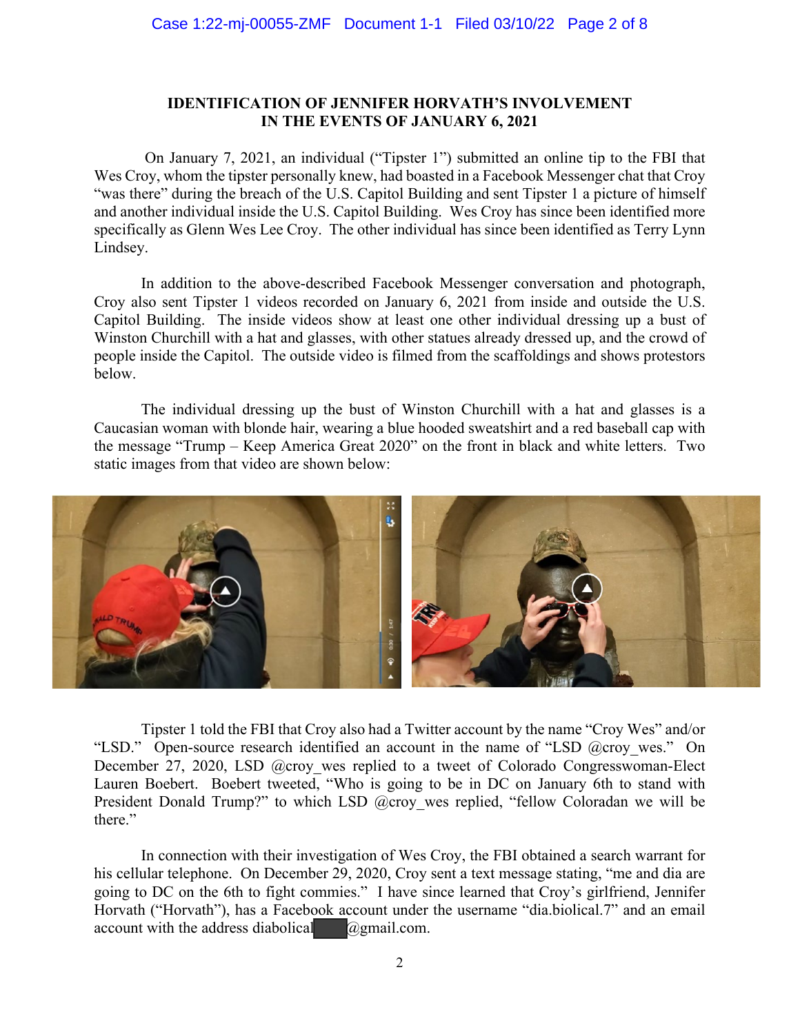**IDENTIFICATION OF JENNIFER HORVATH'S INVOLVEMENT IN THE EVENTS OF JANUARY 6, 2021**

On January 7, 2021, an individual ("Tipster 1") submitted an online tip to the FBI that Wes Croy, whom the tipster personally knew, had boasted in a Facebook Messenger chat that Croy "was there" during the breach of the U.S. Capitol Building and sent Tipster 1 a picture of himself and another individual inside the U.S. Capitol Building. Wes Croy has since been identified more specifically as Glenn Wes Lee Croy. The other individual has since been identified as Terry Lynn Lindsey.

In addition to the above-described Facebook Messenger conversation and photograph, Croy also sent Tipster 1 videos recorded on January 6, 2021 from inside and outside the U.S. Capitol Building. The inside videos show at least one other individual dressing up a bust of Winston Churchill with a hat and glasses, with other statues already dressed up, and the crowd of people inside the Capitol. The outside video is filmed from the scaffoldings and shows protestors below.

The individual dressing up the bust of Winston Churchill with a hat and glasses is a Caucasian woman with blonde hair, wearing a blue hooded sweatshirt and a red baseball cap with the message "Trump – Keep America Great 2020" on the front in black and white letters. Two static images from that video are shown below:

Tipster 1 told the FBI that Croy also had a Twitter account by the name "Croy Wes" and/or "LSD." Open-source research identified an account in the name of "LSD @croy_wes." On December 27, 2020, LSD @croy_wes replied to a tweet of Colorado Congresswoman-Elect Lauren Boebert. Boebert tweeted, "Who is going to be in DC on January 6th to stand with President Donald Trump?" to which LSD @croy_wes replied, "fellow Coloradan we will be there."

In connection with their investigation of Wes Croy, the FBI obtained a search warrant for his cellular telephone. On December 29, 2020, Croy sent a text message stating, "me and dia are going to DC on the 6th to fight commies." I have since learned that Croy's girlfriend, Jennifer Horvath ("Horvath"), has a Facebook account under the username "dia.biolical.7" and an email account with the address diabolical[REDACTED]@gmail.com.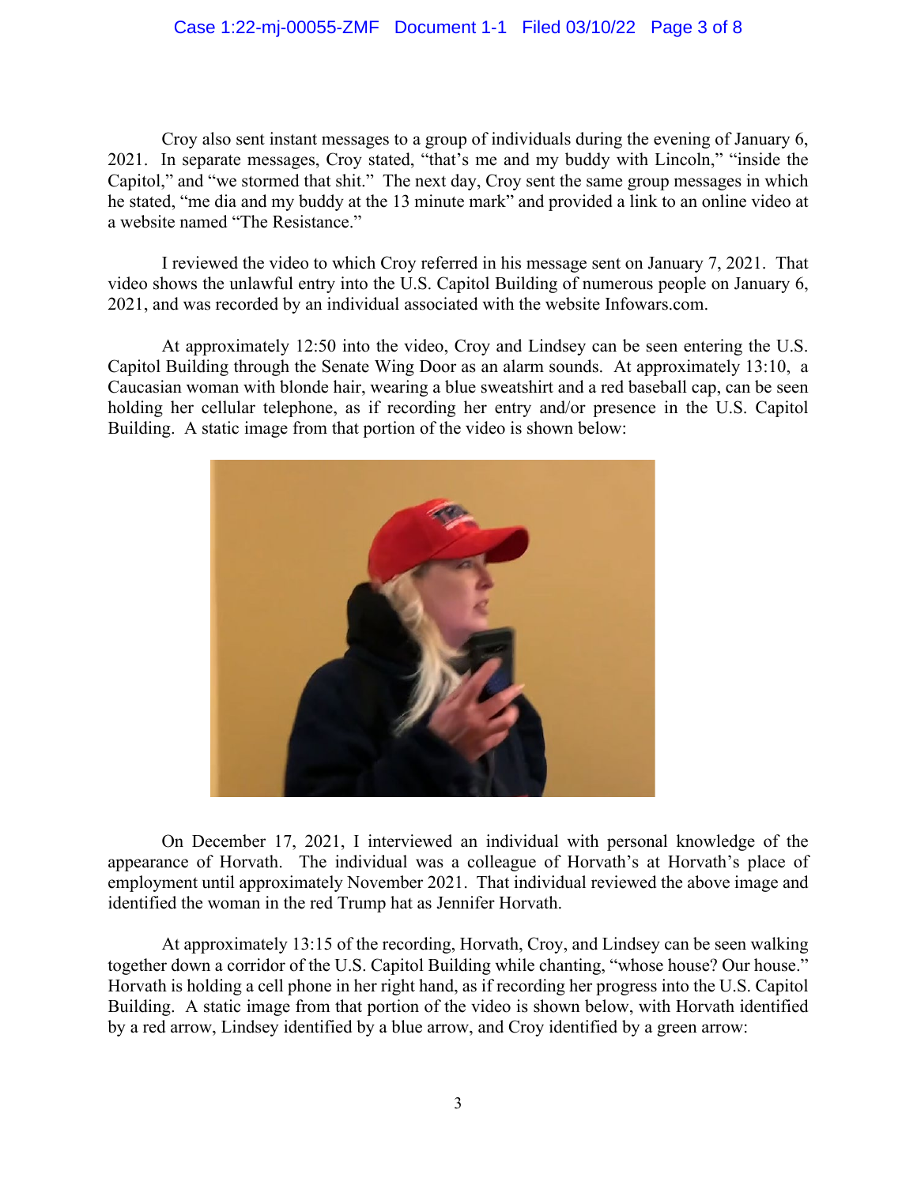Croy also sent instant messages to a group of individuals during the evening of January 6, 2021. In separate messages, Croy stated, "that's me and my buddy with Lincoln," "inside the Capitol," and "we stormed that shit." The next day, Croy sent the same group messages in which he stated, "me dia and my buddy at the 13 minute mark" and provided a link to an online video at a website named "The Resistance."

I reviewed the video to which Croy referred in his message sent on January 7, 2021. That video shows the unlawful entry into the U.S. Capitol Building of numerous people on January 6, 2021, and was recorded by an individual associated with the website Infowars.com.

At approximately 12:50 into the video, Croy and Lindsey can be seen entering the U.S. Capitol Building through the Senate Wing Door as an alarm sounds. At approximately 13:10, a Caucasian woman with blonde hair, wearing a blue sweatshirt and a red baseball cap, can be seen holding her cellular telephone, as if recording her entry and/or presence in the U.S. Capitol Building. A static image from that portion of the video is shown below:

On December 17, 2021, I interviewed an individual with personal knowledge of the appearance of Horvath. The individual was a colleague of Horvath's at Horvath's place of employment until approximately November 2021. That individual reviewed the above image and identified the woman in the red Trump hat as Jennifer Horvath.

At approximately 13:15 of the recording, Horvath, Croy, and Lindsey can be seen walking together down a corridor of the U.S. Capitol Building while chanting, "whose house? Our house." Horvath is holding a cell phone in her right hand, as if recording her progress into the U.S. Capitol Building. A static image from that portion of the video is shown below, with Horvath identified by a red arrow, Lindsey identified by a blue arrow, and Croy identified by a green arrow: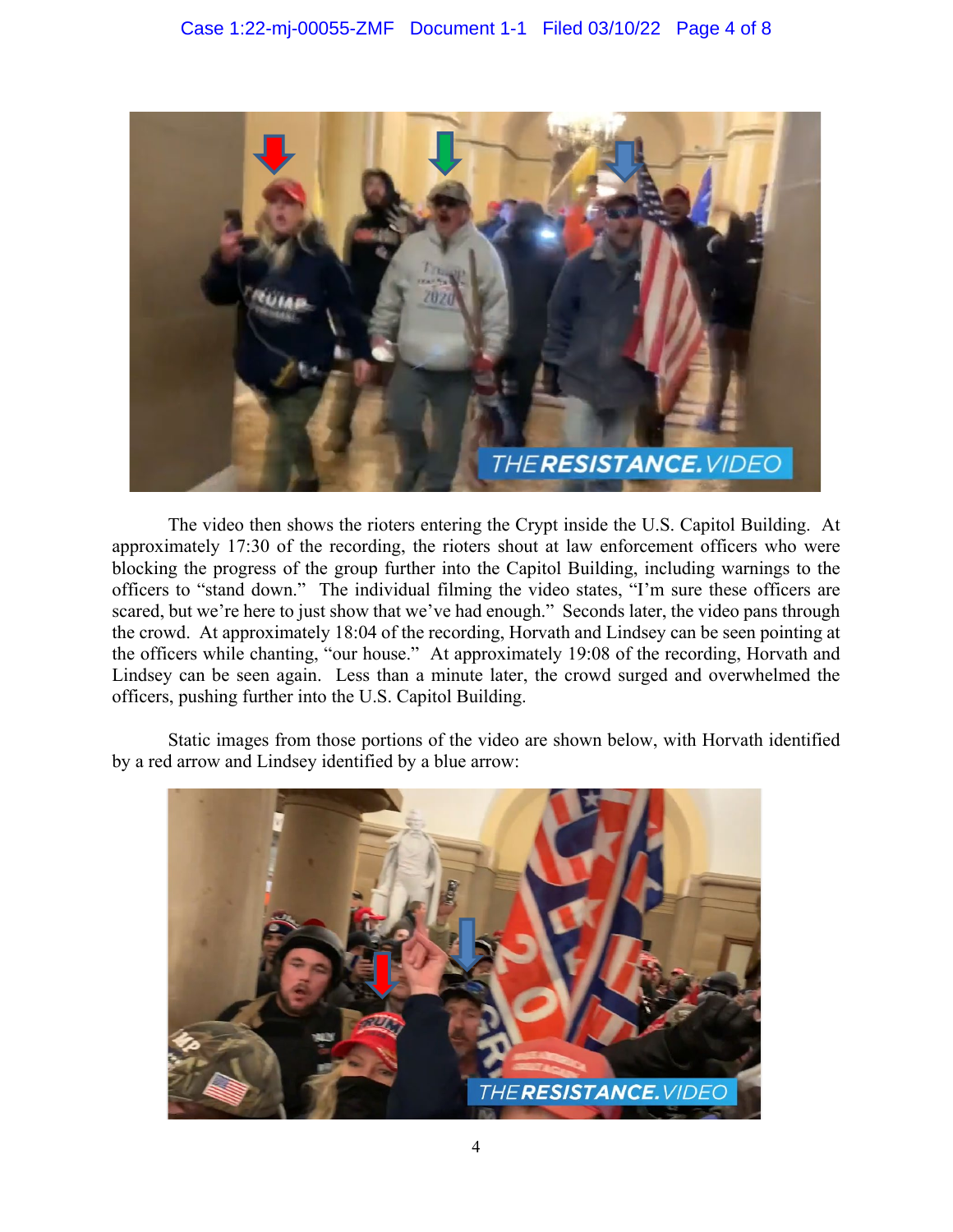The video then shows the rioters entering the Crypt inside the U.S. Capitol Building. At approximately 17:30 of the recording, the rioters shout at law enforcement officers who were blocking the progress of the group further into the Capitol Building, including warnings to the officers to "stand down." The individual filming the video states, "I'm sure these officers are scared, but we're here to just show that we've had enough." Seconds later, the video pans through the crowd. At approximately 18:04 of the recording, Horvath and Lindsey can be seen pointing at the officers while chanting, "our house." At approximately 19:08 of the recording, Horvath and Lindsey can be seen again. Less than a minute later, the crowd surged and overwhelmed the officers, pushing further into the U.S. Capitol Building.

Static images from those portions of the video are shown below, with Horvath identified by a red arrow and Lindsey identified by a blue arrow: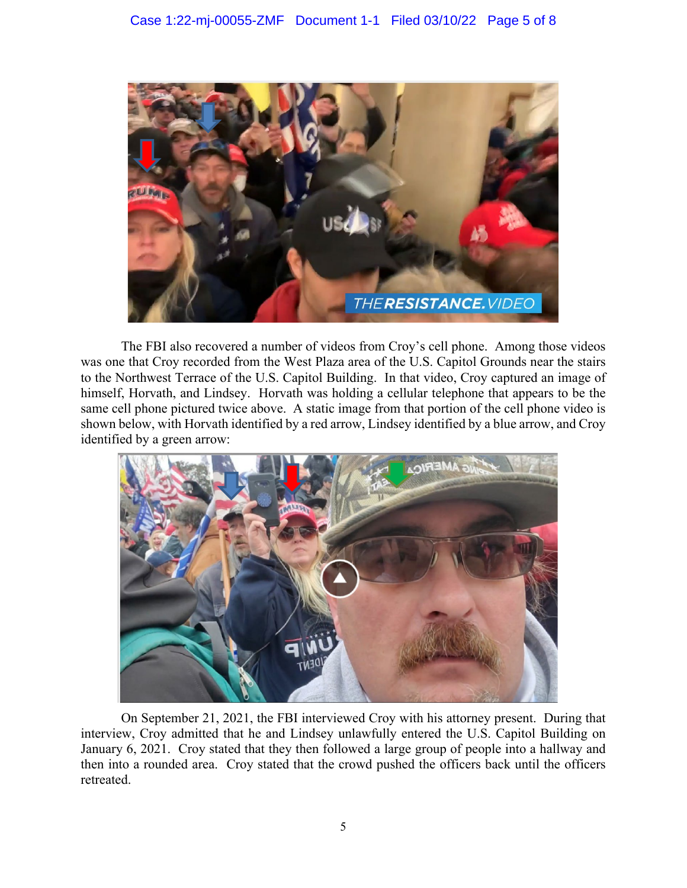The FBI also recovered a number of videos from Croy's cell phone. Among those videos was one that Croy recorded from the West Plaza area of the U.S. Capitol Grounds near the stairs to the Northwest Terrace of the U.S. Capitol Building. In that video, Croy captured an image of himself, Horvath, and Lindsey. Horvath was holding a cellular telephone that appears to be the same cell phone pictured twice above. A static image from that portion of the cell phone video is shown below, with Horvath identified by a red arrow, Lindsey identified by a blue arrow, and Croy identified by a green arrow:

On September 21, 2021, the FBI interviewed Croy with his attorney present. During that interview, Croy admitted that he and Lindsey unlawfully entered the U.S. Capitol Building on January 6, 2021. Croy stated that they then followed a large group of people into a hallway and then into a rounded area. Croy stated that the crowd pushed the officers back until the officers retreated.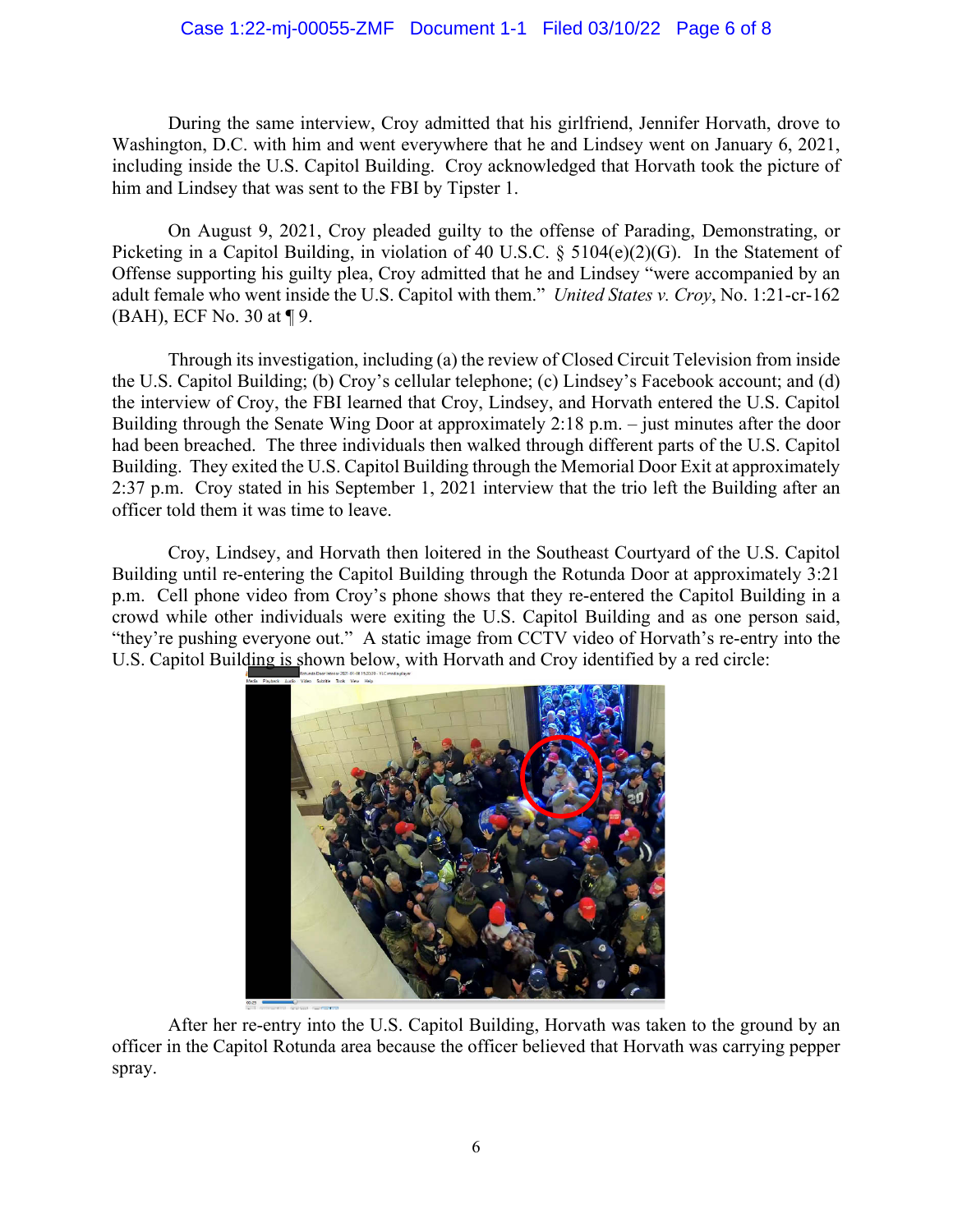During the same interview, Croy admitted that his girlfriend, Jennifer Horvath, drove to Washington, D.C. with him and went everywhere that he and Lindsey went on January 6, 2021, including inside the U.S. Capitol Building. Croy acknowledged that Horvath took the picture of him and Lindsey that was sent to the FBI by Tipster 1.

On August 9, 2021, Croy pleaded guilty to the offense of Parading, Demonstrating, or Picketing in a Capitol Building, in violation of 40 U.S.C. § 5104(e)(2)(G). In the Statement of Offense supporting his guilty plea, Croy admitted that he and Lindsey "were accompanied by an adult female who went inside the U.S. Capitol with them." *United States v. Croy*, No. 1:21-cr-162 (BAH), ECF No. 30 at ¶ 9.

Through its investigation, including (a) the review of Closed Circuit Television from inside the U.S. Capitol Building; (b) Croy's cellular telephone; (c) Lindsey's Facebook account; and (d) the interview of Croy, the FBI learned that Croy, Lindsey, and Horvath entered the U.S. Capitol Building through the Senate Wing Door at approximately 2:18 p.m. – just minutes after the door had been breached. The three individuals then walked through different parts of the U.S. Capitol Building. They exited the U.S. Capitol Building through the Memorial Door Exit at approximately 2:37 p.m. Croy stated in his September 1, 2021 interview that the trio left the Building after an officer told them it was time to leave.

Croy, Lindsey, and Horvath then loitered in the Southeast Courtyard of the U.S. Capitol Building until re-entering the Capitol Building through the Rotunda Door at approximately 3:21 p.m. Cell phone video from Croy's phone shows that they re-entered the Capitol Building in a crowd while other individuals were exiting the U.S. Capitol Building and as one person said, "they're pushing everyone out." A static image from CCTV video of Horvath's re-entry into the U.S. Capitol Building is shown below, with Horvath and Croy identified by a red circle:

After her re-entry into the U.S. Capitol Building, Horvath was taken to the ground by an officer in the Capitol Rotunda area because the officer believed that Horvath was carrying pepper spray.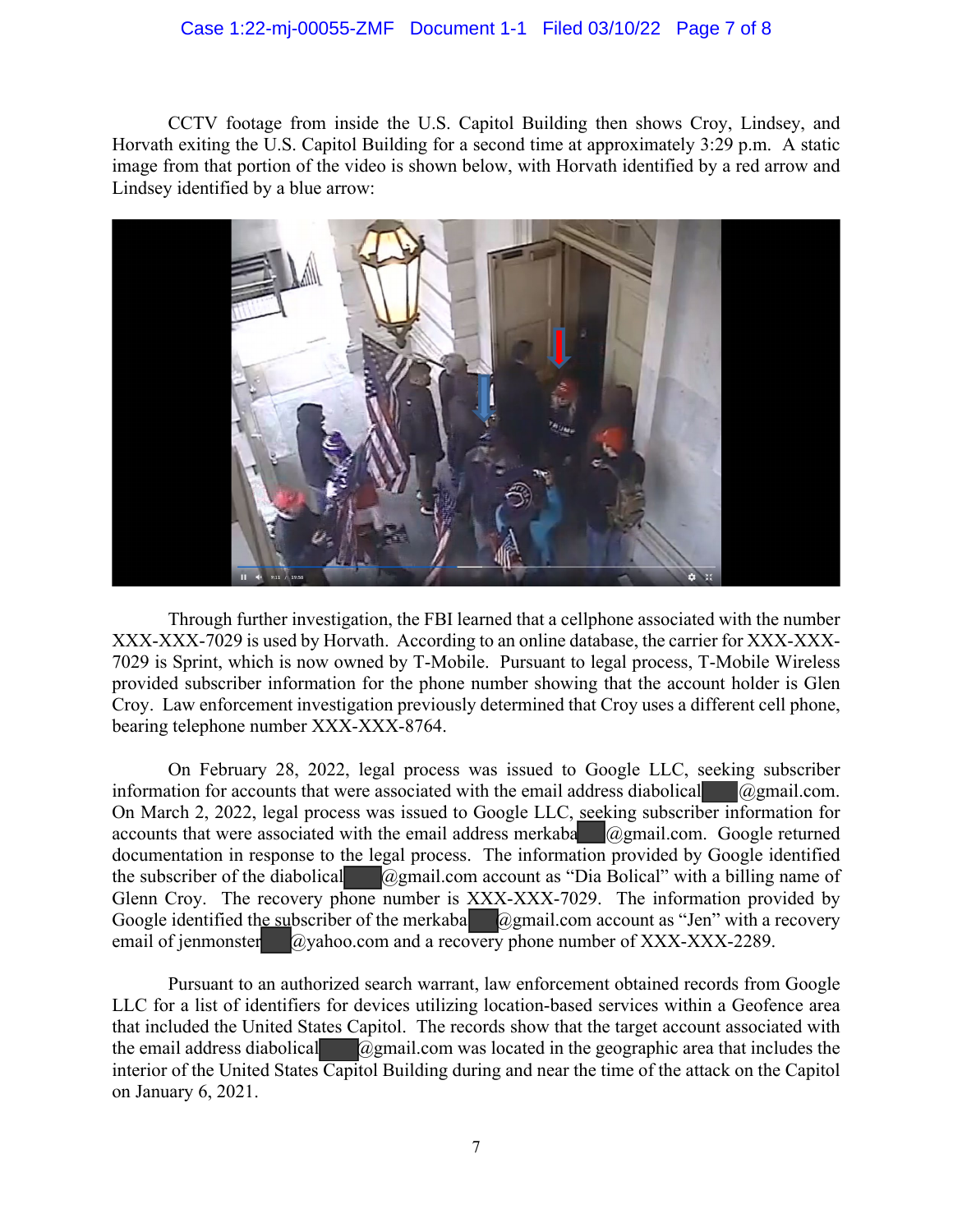CCTV footage from inside the U.S. Capitol Building then shows Croy, Lindsey, and Horvath exiting the U.S. Capitol Building for a second time at approximately 3:29 p.m. A static image from that portion of the video is shown below, with Horvath identified by a red arrow and Lindsey identified by a blue arrow:

Through further investigation, the FBI learned that a cellphone associated with the number XXX-XXX-7029 is used by Horvath. According to an online database, the carrier for XXX-XXX-7029 is Sprint, which is now owned by T-Mobile. Pursuant to legal process, T-Mobile Wireless provided subscriber information for the phone number showing that the account holder is Glen Croy. Law enforcement investigation previously determined that Croy uses a different cell phone, bearing telephone number XXX-XXX-8764.

On February 28, 2022, legal process was issued to Google LLC, seeking subscriber information for accounts that were associated with the email address diabolical████@gmail.com. On March 2, 2022, legal process was issued to Google LLC, seeking subscriber information for accounts that were associated with the email address merkaba███@gmail.com. Google returned documentation in response to the legal process. The information provided by Google identified the subscriber of the diabolical████@gmail.com account as "Dia Bolical" with a billing name of Glenn Croy. The recovery phone number is XXX-XXX-7029. The information provided by Google identified the subscriber of the merkaba███@gmail.com account as "Jen" with a recovery email of jenmonster███@yahoo.com and a recovery phone number of XXX-XXX-2289.

Pursuant to an authorized search warrant, law enforcement obtained records from Google LLC for a list of identifiers for devices utilizing location-based services within a Geofence area that included the United States Capitol. The records show that the target account associated with the email address diabolical████@gmail.com was located in the geographic area that includes the interior of the United States Capitol Building during and near the time of the attack on the Capitol on January 6, 2021.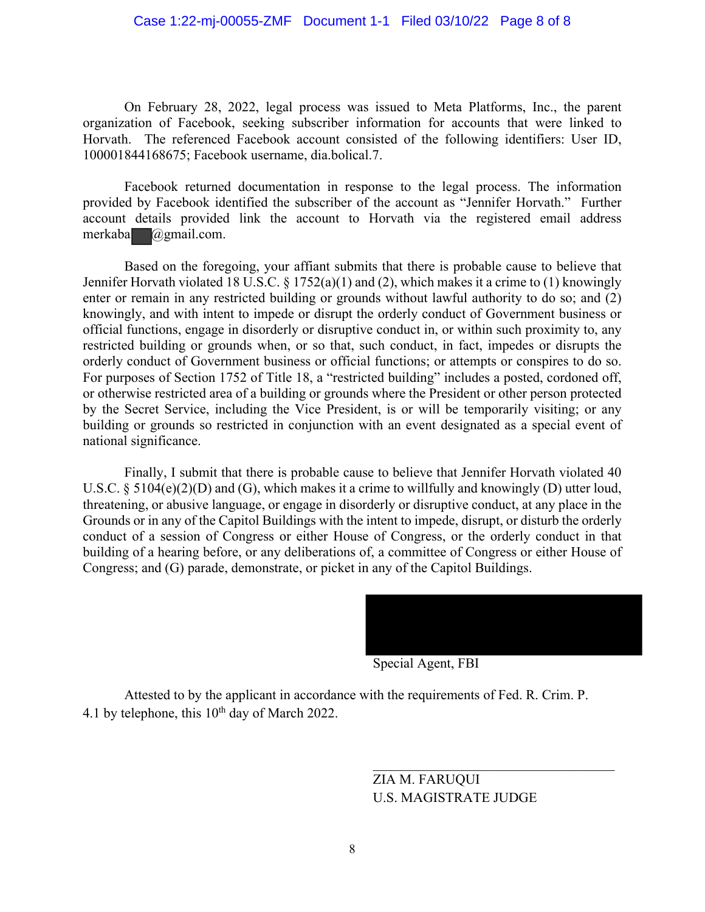On February 28, 2022, legal process was issued to Meta Platforms, Inc., the parent organization of Facebook, seeking subscriber information for accounts that were linked to Horvath. The referenced Facebook account consisted of the following identifiers: User ID, 100001844168675; Facebook username, dia.bolical.7.

Facebook returned documentation in response to the legal process. The information provided by Facebook identified the subscriber of the account as "Jennifer Horvath." Further account details provided link the account to Horvath via the registered email address merkaba█@gmail.com.

Based on the foregoing, your affiant submits that there is probable cause to believe that Jennifer Horvath violated 18 U.S.C. § 1752(a)(1) and (2), which makes it a crime to (1) knowingly enter or remain in any restricted building or grounds without lawful authority to do so; and (2) knowingly, and with intent to impede or disrupt the orderly conduct of Government business or official functions, engage in disorderly or disruptive conduct in, or within such proximity to, any restricted building or grounds when, or so that, such conduct, in fact, impedes or disrupts the orderly conduct of Government business or official functions; or attempts or conspires to do so. For purposes of Section 1752 of Title 18, a "restricted building" includes a posted, cordoned off, or otherwise restricted area of a building or grounds where the President or other person protected by the Secret Service, including the Vice President, is or will be temporarily visiting; or any building or grounds so restricted in conjunction with an event designated as a special event of national significance.

Finally, I submit that there is probable cause to believe that Jennifer Horvath violated 40 U.S.C. § 5104(e)(2)(D) and (G), which makes it a crime to willfully and knowingly (D) utter loud, threatening, or abusive language, or engage in disorderly or disruptive conduct, at any place in the Grounds or in any of the Capitol Buildings with the intent to impede, disrupt, or disturb the orderly conduct of a session of Congress or either House of Congress, or the orderly conduct in that building of a hearing before, or any deliberations of, a committee of Congress or either House of Congress; and (G) parade, demonstrate, or picket in any of the Capitol Buildings.

█████████████████

Special Agent, FBI

Attested to by the applicant in accordance with the requirements of Fed. R. Crim. P. 4.1 by telephone, this 10th day of March 2022.

___________________________________
ZIA M. FARUQUI
U.S. MAGISTRATE JUDGE